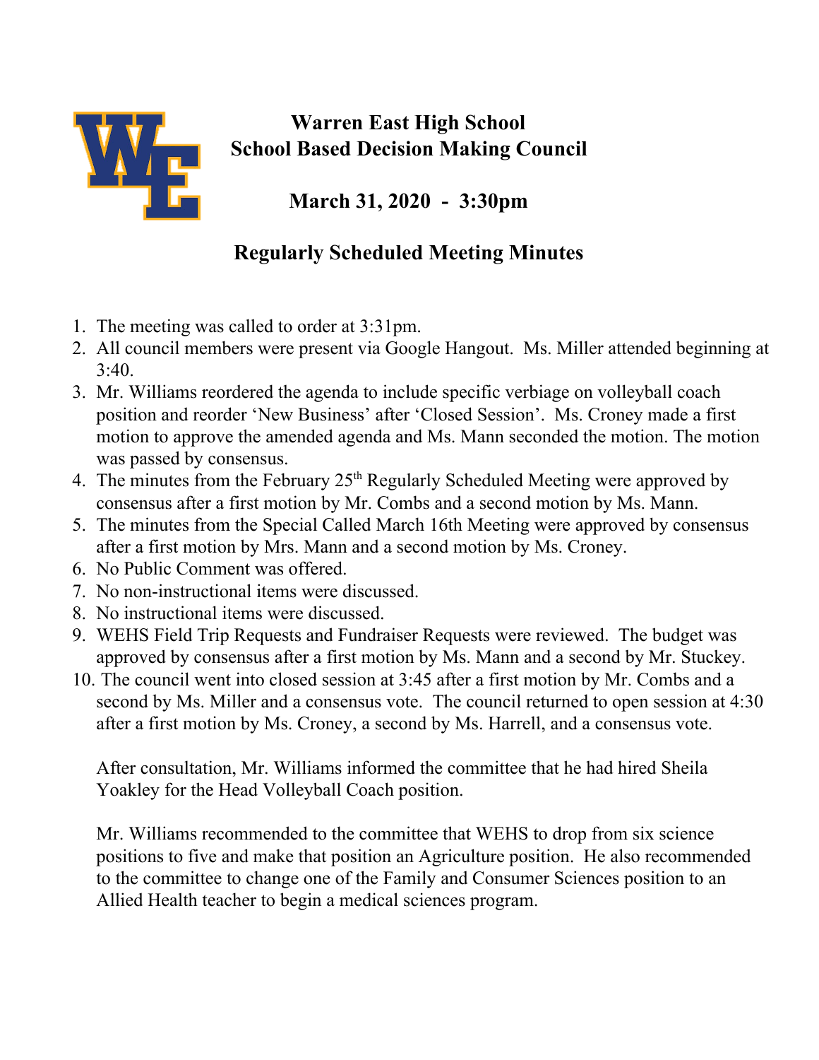# Warren East High School
## School Based Decision Making Council

## March 31, 2020 - 3:30pm

## Regularly Scheduled Meeting Minutes

1. The meeting was called to order at 3:31pm.
2. All council members were present via Google Hangout. Ms. Miller attended beginning at 3:40.
3. Mr. Williams reordered the agenda to include specific verbiage on volleyball coach position and reorder 'New Business' after 'Closed Session'. Ms. Croney made a first motion to approve the amended agenda and Ms. Mann seconded the motion. The motion was passed by consensus.
4. The minutes from the February 25th Regularly Scheduled Meeting were approved by consensus after a first motion by Mr. Combs and a second motion by Ms. Mann.
5. The minutes from the Special Called March 16th Meeting were approved by consensus after a first motion by Mrs. Mann and a second motion by Ms. Croney.
6. No Public Comment was offered.
7. No non-instructional items were discussed.
8. No instructional items were discussed.
9. WEHS Field Trip Requests and Fundraiser Requests were reviewed. The budget was approved by consensus after a first motion by Ms. Mann and a second by Mr. Stuckey.
10. The council went into closed session at 3:45 after a first motion by Mr. Combs and a second by Ms. Miller and a consensus vote. The council returned to open session at 4:30 after a first motion by Ms. Croney, a second by Ms. Harrell, and a consensus vote.

    After consultation, Mr. Williams informed the committee that he had hired Sheila Yoakley for the Head Volleyball Coach position.

    Mr. Williams recommended to the committee that WEHS to drop from six science positions to five and make that position an Agriculture position. He also recommended to the committee to change one of the Family and Consumer Sciences position to an Allied Health teacher to begin a medical sciences program.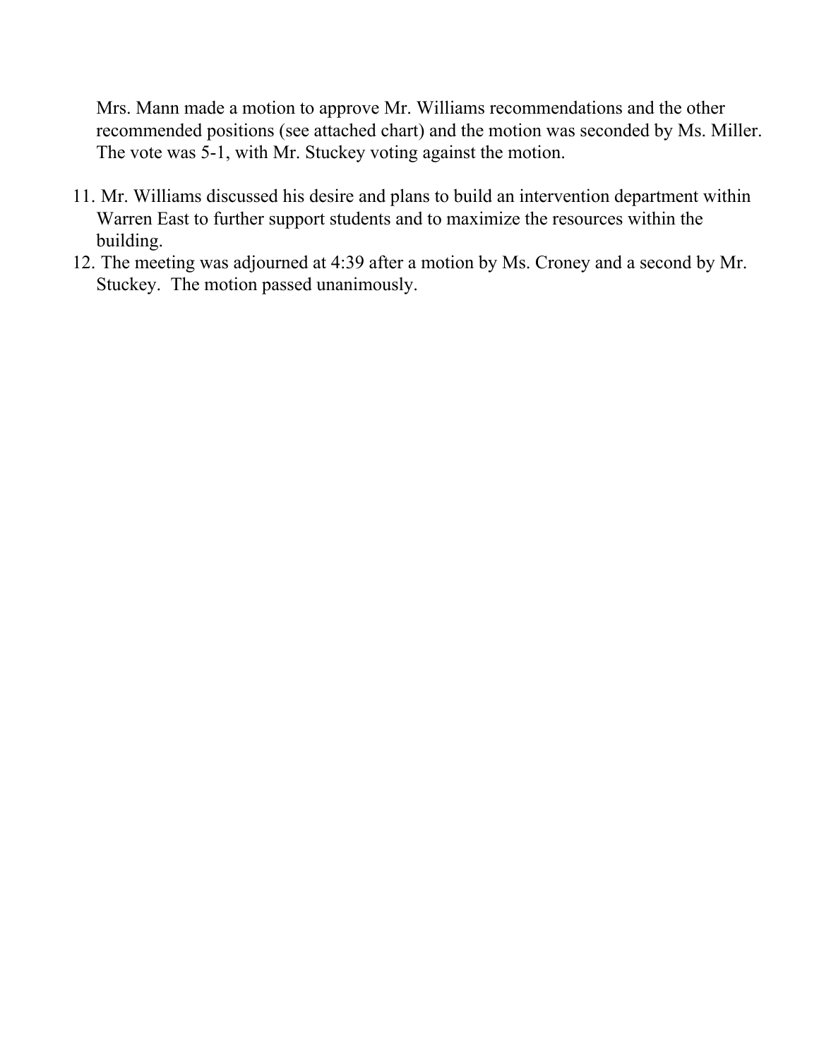Mrs. Mann made a motion to approve Mr. Williams recommendations and the other recommended positions (see attached chart) and the motion was seconded by Ms. Miller. The vote was 5-1, with Mr. Stuckey voting against the motion.

11. Mr. Williams discussed his desire and plans to build an intervention department within Warren East to further support students and to maximize the resources within the building.
12. The meeting was adjourned at 4:39 after a motion by Ms. Croney and a second by Mr. Stuckey. The motion passed unanimously.